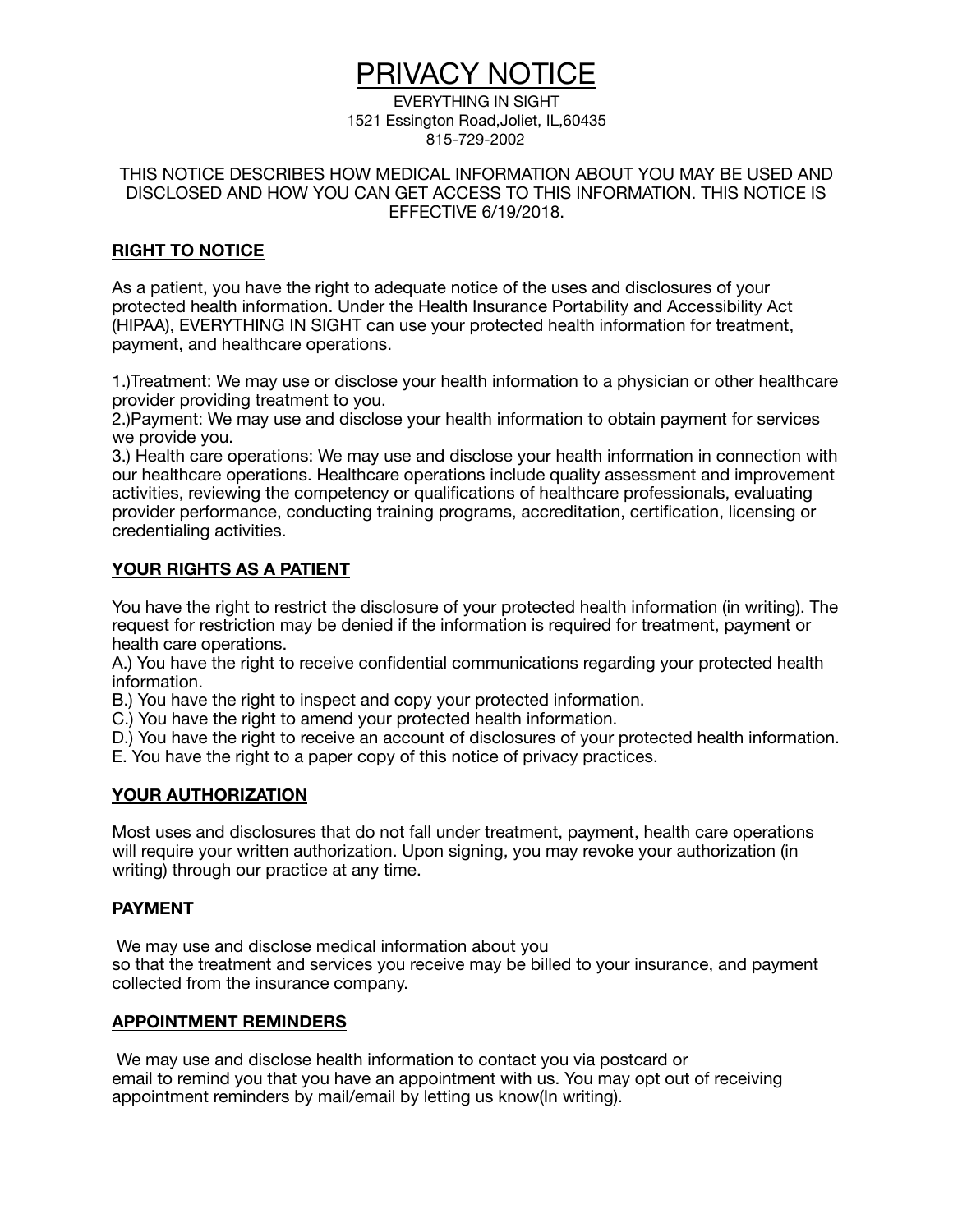# PRIVACY NOTICE

EVERYTHING IN SIGHT
1521 Essington Road,Joliet, IL,60435
815-729-2002

THIS NOTICE DESCRIBES HOW MEDICAL INFORMATION ABOUT YOU MAY BE USED AND DISCLOSED AND HOW YOU CAN GET ACCESS TO THIS INFORMATION. THIS NOTICE IS EFFECTIVE 6/19/2018.

## RIGHT TO NOTICE

As a patient, you have the right to adequate notice of the uses and disclosures of your protected health information. Under the Health Insurance Portability and Accessibility Act (HIPAA), EVERYTHING IN SIGHT can use your protected health information for treatment, payment, and healthcare operations.

1.)Treatment: We may use or disclose your health information to a physician or other healthcare provider providing treatment to you.
2.)Payment: We may use and disclose your health information to obtain payment for services we provide you.
3.) Health care operations: We may use and disclose your health information in connection with our healthcare operations. Healthcare operations include quality assessment and improvement activities, reviewing the competency or qualifications of healthcare professionals, evaluating provider performance, conducting training programs, accreditation, certification, licensing or credentialing activities.

## YOUR RIGHTS AS A PATIENT

You have the right to restrict the disclosure of your protected health information (in writing). The request for restriction may be denied if the information is required for treatment, payment or health care operations.
A.) You have the right to receive confidential communications regarding your protected health information.
B.) You have the right to inspect and copy your protected information.
C.) You have the right to amend your protected health information.
D.) You have the right to receive an account of disclosures of your protected health information.
E. You have the right to a paper copy of this notice of privacy practices.

## YOUR AUTHORIZATION

Most uses and disclosures that do not fall under treatment, payment, health care operations will require your written authorization. Upon signing, you may revoke your authorization (in writing) through our practice at any time.

## PAYMENT

We may use and disclose medical information about you so that the treatment and services you receive may be billed to your insurance, and payment collected from the insurance company.

## APPOINTMENT REMINDERS

We may use and disclose health information to contact you via postcard or email to remind you that you have an appointment with us. You may opt out of receiving appointment reminders by mail/email by letting us know(In writing).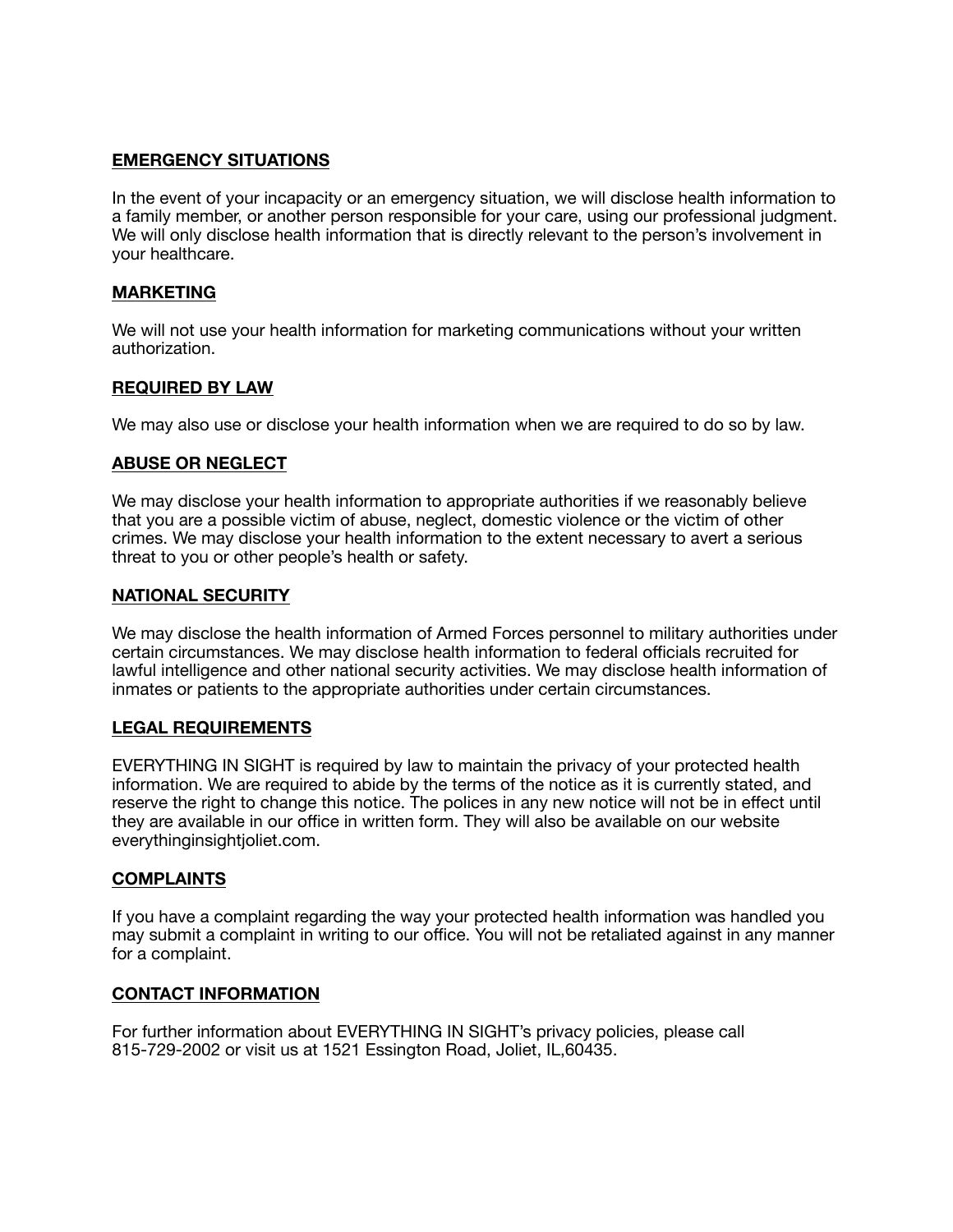## EMERGENCY SITUATIONS

In the event of your incapacity or an emergency situation, we will disclose health information to a family member, or another person responsible for your care, using our professional judgment. We will only disclose health information that is directly relevant to the person's involvement in your healthcare.

## MARKETING

We will not use your health information for marketing communications without your written authorization.

## REQUIRED BY LAW

We may also use or disclose your health information when we are required to do so by law.

## ABUSE OR NEGLECT

We may disclose your health information to appropriate authorities if we reasonably believe that you are a possible victim of abuse, neglect, domestic violence or the victim of other crimes. We may disclose your health information to the extent necessary to avert a serious threat to you or other people's health or safety.

## NATIONAL SECURITY

We may disclose the health information of Armed Forces personnel to military authorities under certain circumstances. We may disclose health information to federal officials recruited for lawful intelligence and other national security activities. We may disclose health information of inmates or patients to the appropriate authorities under certain circumstances.

## LEGAL REQUIREMENTS

EVERYTHING IN SIGHT is required by law to maintain the privacy of your protected health information. We are required to abide by the terms of the notice as it is currently stated, and reserve the right to change this notice. The polices in any new notice will not be in effect until they are available in our office in written form. They will also be available on our website everythinginsightjoliet.com.

## COMPLAINTS

If you have a complaint regarding the way your protected health information was handled you may submit a complaint in writing to our office. You will not be retaliated against in any manner for a complaint.

## CONTACT INFORMATION

For further information about EVERYTHING IN SIGHT's privacy policies, please call 815-729-2002 or visit us at 1521 Essington Road, Joliet, IL,60435.